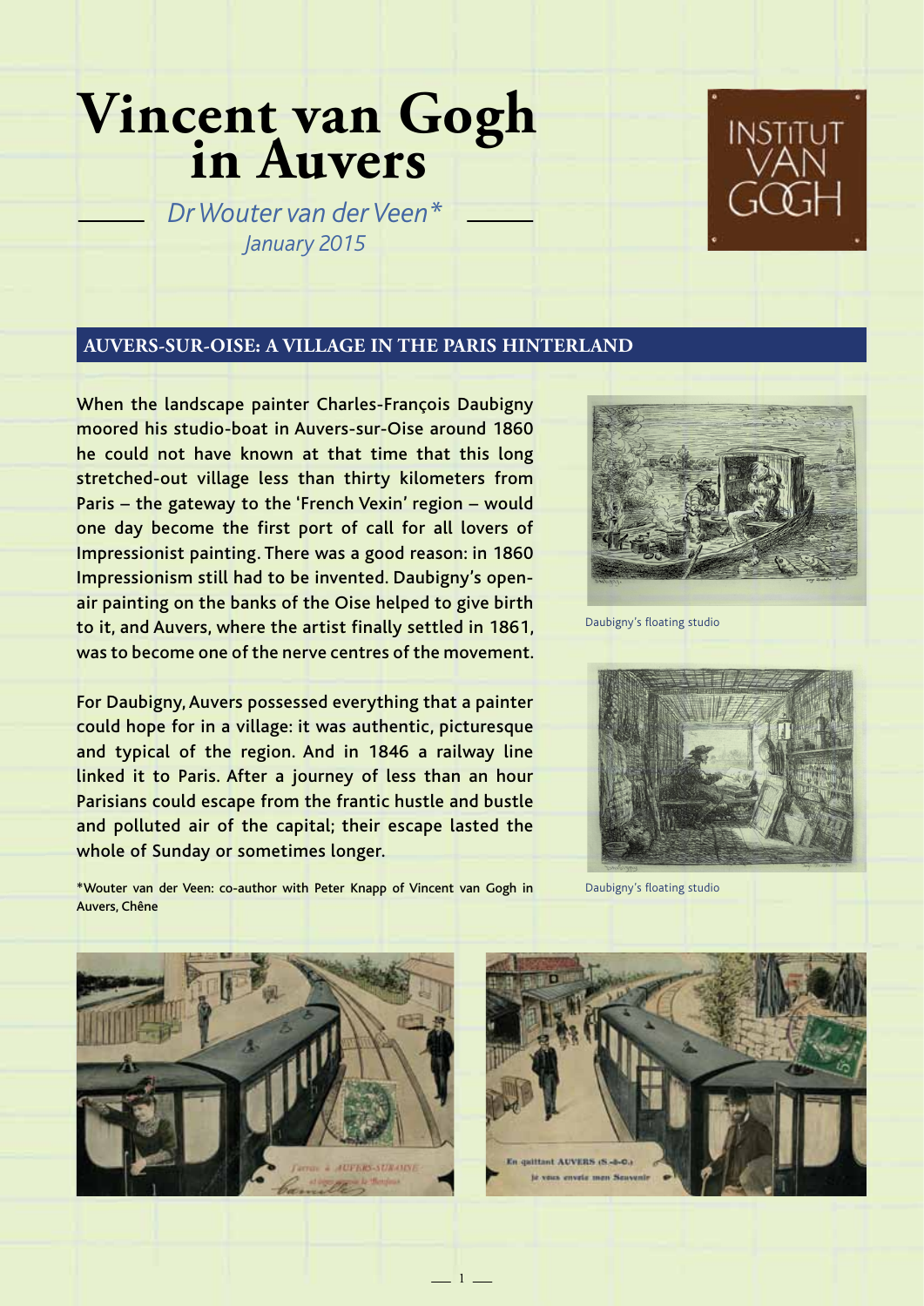# Vincent van Gogh in Auvers

*Dr Wouter van der Veen**
*January 2015*

INSTITUT VAN GOGH

## AUVERS-SUR-OISE: A VILLAGE IN THE PARIS HINTERLAND

When the landscape painter Charles-François Daubigny moored his studio-boat in Auvers-sur-Oise around 1860 he could not have known at that time that this long stretched-out village less than thirty kilometers from Paris – the gateway to the 'French Vexin' region – would one day become the first port of call for all lovers of Impressionist painting. There was a good reason: in 1860 Impressionism still had to be invented. Daubigny's open-air painting on the banks of the Oise helped to give birth to it, and Auvers, where the artist finally settled in 1861, was to become one of the nerve centres of the movement.

For Daubigny, Auvers possessed everything that a painter could hope for in a village: it was authentic, picturesque and typical of the region. And in 1846 a railway line linked it to Paris. After a journey of less than an hour Parisians could escape from the frantic hustle and bustle and polluted air of the capital; their escape lasted the whole of Sunday or sometimes longer.

Daubigny's floating studio

Daubigny's floating studio

*Wouter van der Veen: co-author with Peter Knapp of Vincent van Gogh in Auvers, Chêne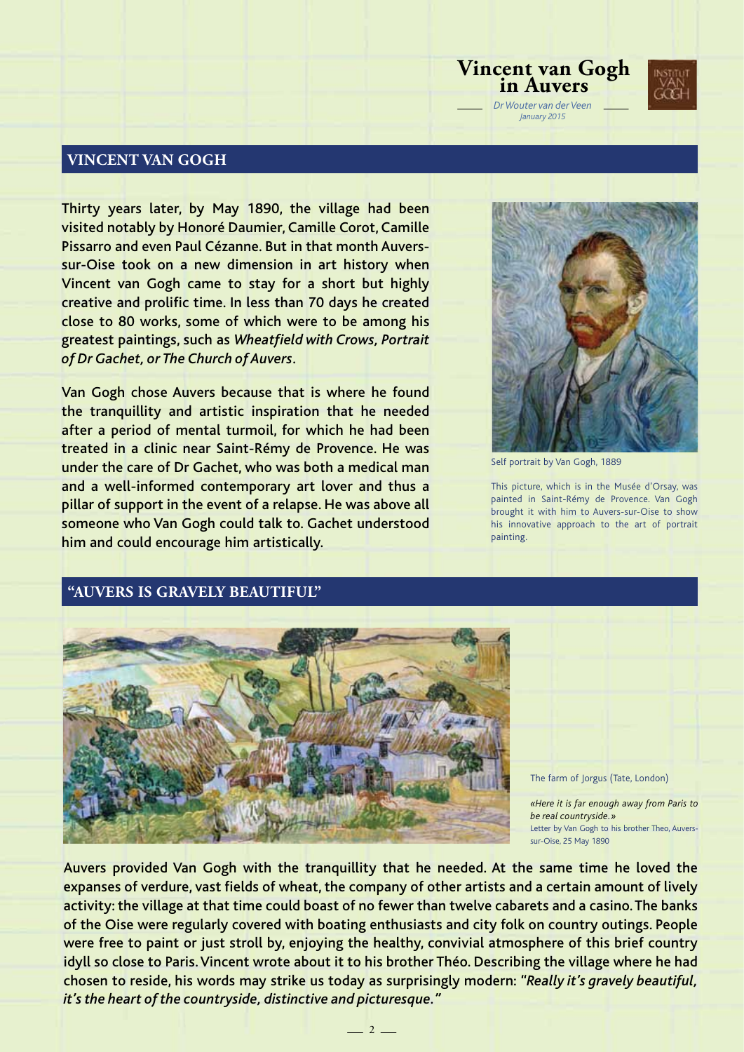## VINCENT VAN GOGH

Thirty years later, by May 1890, the village had been visited notably by Honoré Daumier, Camille Corot, Camille Pissarro and even Paul Cézanne. But in that month Auvers-sur-Oise took on a new dimension in art history when Vincent van Gogh came to stay for a short but highly creative and prolific time. In less than 70 days he created close to 80 works, some of which were to be among his greatest paintings, such as *Wheatfield with Crows, Portrait of Dr Gachet, or The Church of Auvers*.

Van Gogh chose Auvers because that is where he found the tranquillity and artistic inspiration that he needed after a period of mental turmoil, for which he had been treated in a clinic near Saint-Rémy de Provence. He was under the care of Dr Gachet, who was both a medical man and a well-informed contemporary art lover and thus a pillar of support in the event of a relapse. He was above all someone who Van Gogh could talk to. Gachet understood him and could encourage him artistically.

Self portrait by Van Gogh, 1889

This picture, which is in the Musée d'Orsay, was painted in Saint-Rémy de Provence. Van Gogh brought it with him to Auvers-sur-Oise to show his innovative approach to the art of portrait painting.

## "AUVERS IS GRAVELY BEAUTIFUL"

The farm of Jorgus (Tate, London)

*«Here it is far enough away from Paris to be real countryside.»*
Letter by Van Gogh to his brother Theo, Auvers-sur-Oise, 25 May 1890

Auvers provided Van Gogh with the tranquillity that he needed. At the same time he loved the expanses of verdure, vast fields of wheat, the company of other artists and a certain amount of lively activity: the village at that time could boast of no fewer than twelve cabarets and a casino. The banks of the Oise were regularly covered with boating enthusiasts and city folk on country outings. People were free to paint or just stroll by, enjoying the healthy, convivial atmosphere of this brief country idyll so close to Paris. Vincent wrote about it to his brother Théo. Describing the village where he had chosen to reside, his words may strike us today as surprisingly modern: "*Really it's gravely beautiful, it's the heart of the countryside, distinctive and picturesque.*"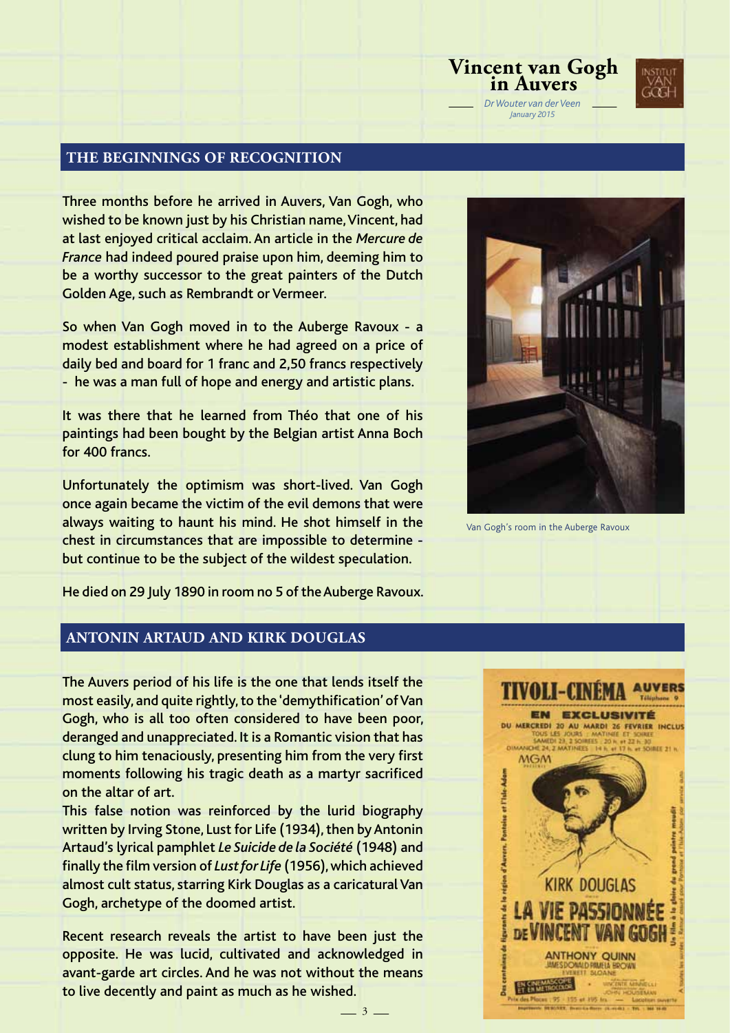## THE BEGINNINGS OF RECOGNITION

Three months before he arrived in Auvers, Van Gogh, who wished to be known just by his Christian name, Vincent, had at last enjoyed critical acclaim. An article in the *Mercure de France* had indeed poured praise upon him, deeming him to be a worthy successor to the great painters of the Dutch Golden Age, such as Rembrandt or Vermeer.

So when Van Gogh moved in to the Auberge Ravoux - a modest establishment where he had agreed on a price of daily bed and board for 1 franc and 2,50 francs respectively - he was a man full of hope and energy and artistic plans.

It was there that he learned from Théo that one of his paintings had been bought by the Belgian artist Anna Boch for 400 francs.

Unfortunately the optimism was short-lived. Van Gogh once again became the victim of the evil demons that were always waiting to haunt his mind. He shot himself in the chest in circumstances that are impossible to determine - but continue to be the subject of the wildest speculation.

He died on 29 July 1890 in room no 5 of the Auberge Ravoux.

Van Gogh's room in the Auberge Ravoux

## ANTONIN ARTAUD AND KIRK DOUGLAS

The Auvers period of his life is the one that lends itself the most easily, and quite rightly, to the 'demythification' of Van Gogh, who is all too often considered to have been poor, deranged and unappreciated. It is a Romantic vision that has clung to him tenaciously, presenting him from the very first moments following his tragic death as a martyr sacrificed on the altar of art.

This false notion was reinforced by the lurid biography written by Irving Stone, Lust for Life (1934), then by Antonin Artaud's lyrical pamphlet *Le Suicide de la Société* (1948) and finally the film version of *Lust for Life* (1956), which achieved almost cult status, starring Kirk Douglas as a caricatural Van Gogh, archetype of the doomed artist.

Recent research reveals the artist to have been just the opposite. He was lucid, cultivated and acknowledged in avant-garde art circles. And he was not without the means to live decently and paint as much as he wished.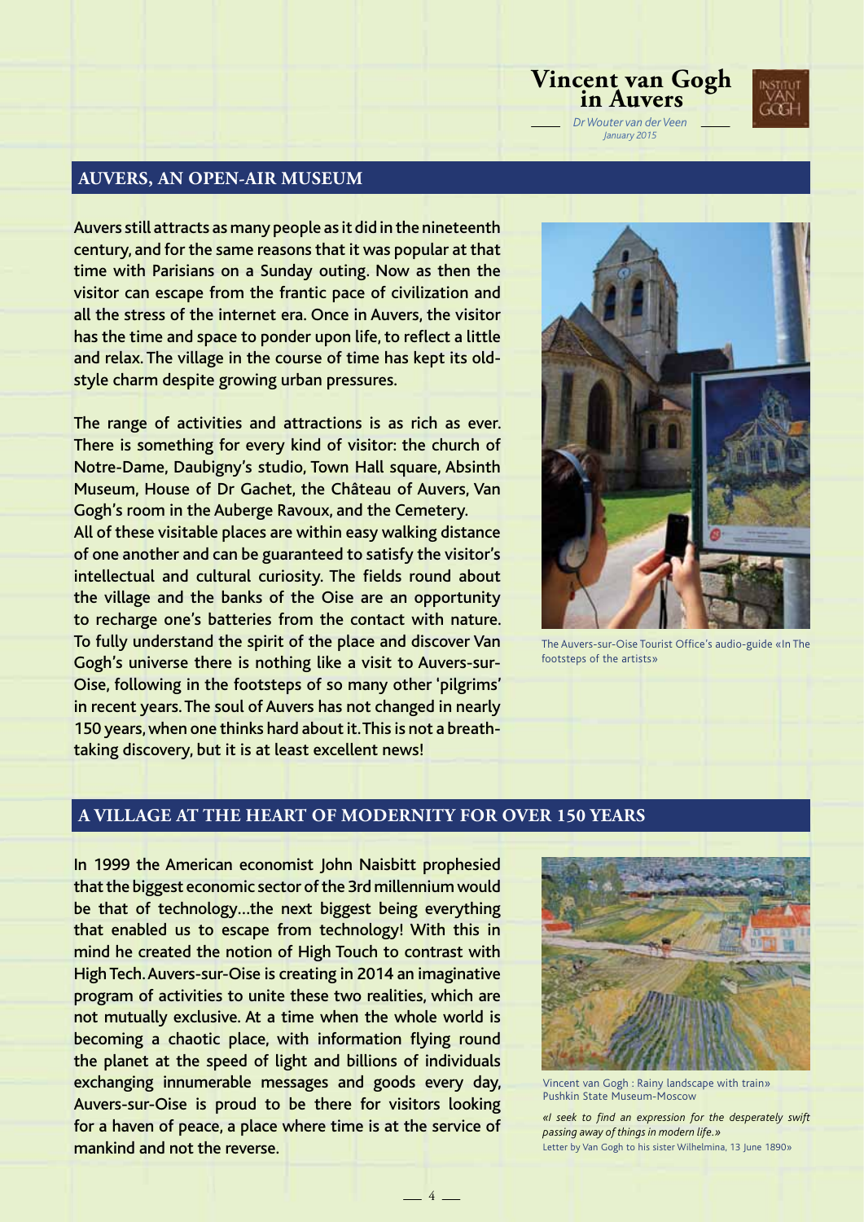## AUVERS, AN OPEN-AIR MUSEUM

Auvers still attracts as many people as it did in the nineteenth century, and for the same reasons that it was popular at that time with Parisians on a Sunday outing. Now as then the visitor can escape from the frantic pace of civilization and all the stress of the internet era. Once in Auvers, the visitor has the time and space to ponder upon life, to reflect a little and relax. The village in the course of time has kept its old-style charm despite growing urban pressures.

The range of activities and attractions is as rich as ever. There is something for every kind of visitor: the church of Notre-Dame, Daubigny's studio, Town Hall square, Absinth Museum, House of Dr Gachet, the Château of Auvers, Van Gogh's room in the Auberge Ravoux, and the Cemetery.
All of these visitable places are within easy walking distance of one another and can be guaranteed to satisfy the visitor's intellectual and cultural curiosity. The fields round about the village and the banks of the Oise are an opportunity to recharge one's batteries from the contact with nature. To fully understand the spirit of the place and discover Van Gogh's universe there is nothing like a visit to Auvers-sur-Oise, following in the footsteps of so many other 'pilgrims' in recent years. The soul of Auvers has not changed in nearly 150 years, when one thinks hard about it. This is not a breath-taking discovery, but it is at least excellent news!

The Auvers-sur-Oise Tourist Office's audio-guide «In The footsteps of the artists»

## A VILLAGE AT THE HEART OF MODERNITY FOR OVER 150 YEARS

In 1999 the American economist John Naisbitt prophesied that the biggest economic sector of the 3rd millennium would be that of technology…the next biggest being everything that enabled us to escape from technology! With this in mind he created the notion of High Touch to contrast with High Tech. Auvers-sur-Oise is creating in 2014 an imaginative program of activities to unite these two realities, which are not mutually exclusive. At a time when the whole world is becoming a chaotic place, with information flying round the planet at the speed of light and billions of individuals exchanging innumerable messages and goods every day, Auvers-sur-Oise is proud to be there for visitors looking for a haven of peace, a place where time is at the service of mankind and not the reverse.

Vincent van Gogh : Rainy landscape with train»
Pushkin State Museum-Moscow

*«I seek to find an expression for the desperately swift passing away of things in modern life.»*
Letter by Van Gogh to his sister Wilhelmina, 13 June 1890»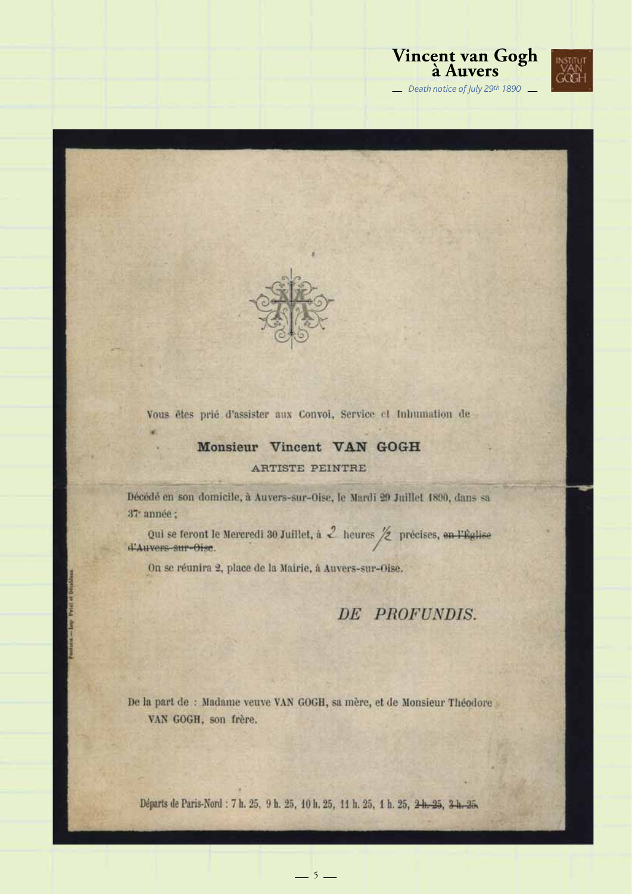Vous êtes prié d'assister aux Convoi, Service et Inhumation de

**Monsieur Vincent VAN GOGH**

ARTISTE PEINTRE

Décédé en son domicile, à Auvers-sur-Oise, le Mardi 29 Juillet 1890, dans sa 37e année ;

Qui se feront le Mercredi 30 Juillet, à 2 heures 1/2 précises, ~~en l'Église d'Auvers-sur-Oise~~.

On se réunira 2, place de la Mairie, à Auvers-sur-Oise.

*DE PROFUNDIS.*

De la part de : Madame veuve VAN GOGH, sa mère, et de Monsieur Théodore VAN GOGH, son frère.

Départs de Paris-Nord : 7 h. 25, 9 h. 25, 10 h. 25, 11 h. 25, 1 h. 25, ~~2 h. 25~~, ~~3 h. 25~~.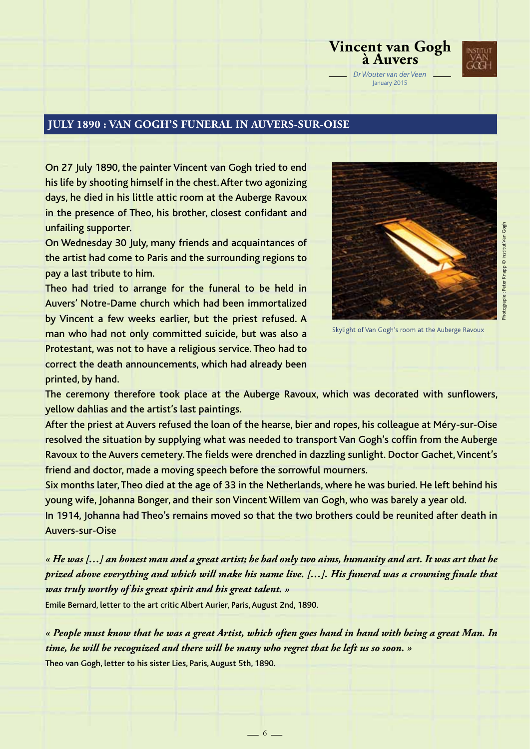## JULY 1890 : VAN GOGH'S FUNERAL IN AUVERS-SUR-OISE

On 27 July 1890, the painter Vincent van Gogh tried to end his life by shooting himself in the chest. After two agonizing days, he died in his little attic room at the Auberge Ravoux in the presence of Theo, his brother, closest confidant and unfailing supporter.

On Wednesday 30 July, many friends and acquaintances of the artist had come to Paris and the surrounding regions to pay a last tribute to him.

Theo had tried to arrange for the funeral to be held in Auvers' Notre-Dame church which had been immortalized by Vincent a few weeks earlier, but the priest refused. A man who had not only committed suicide, but was also a Protestant, was not to have a religious service. Theo had to correct the death announcements, which had already been printed, by hand.

Skylight of Van Gogh's room at the Auberge Ravoux

Photographie : Peter Knapp © Institut Van Gogh

The ceremony therefore took place at the Auberge Ravoux, which was decorated with sunflowers, yellow dahlias and the artist's last paintings.

After the priest at Auvers refused the loan of the hearse, bier and ropes, his colleague at Méry-sur-Oise resolved the situation by supplying what was needed to transport Van Gogh's coffin from the Auberge Ravoux to the Auvers cemetery. The fields were drenched in dazzling sunlight. Doctor Gachet, Vincent's friend and doctor, made a moving speech before the sorrowful mourners.

Six months later, Theo died at the age of 33 in the Netherlands, where he was buried. He left behind his young wife, Johanna Bonger, and their son Vincent Willem van Gogh, who was barely a year old.

In 1914, Johanna had Theo's remains moved so that the two brothers could be reunited after death in Auvers-sur-Oise

***« He was […] an honest man and a great artist; he had only two aims, humanity and art. It was art that he prized above everything and which will make his name live. […]. His funeral was a crowning finale that was truly worthy of his great spirit and his great talent. »***

Emile Bernard, letter to the art critic Albert Aurier, Paris, August 2nd, 1890.

***« People must know that he was a great Artist, which often goes hand in hand with being a great Man. In time, he will be recognized and there will be many who regret that he left us so soon. »***

Theo van Gogh, letter to his sister Lies, Paris, August 5th, 1890.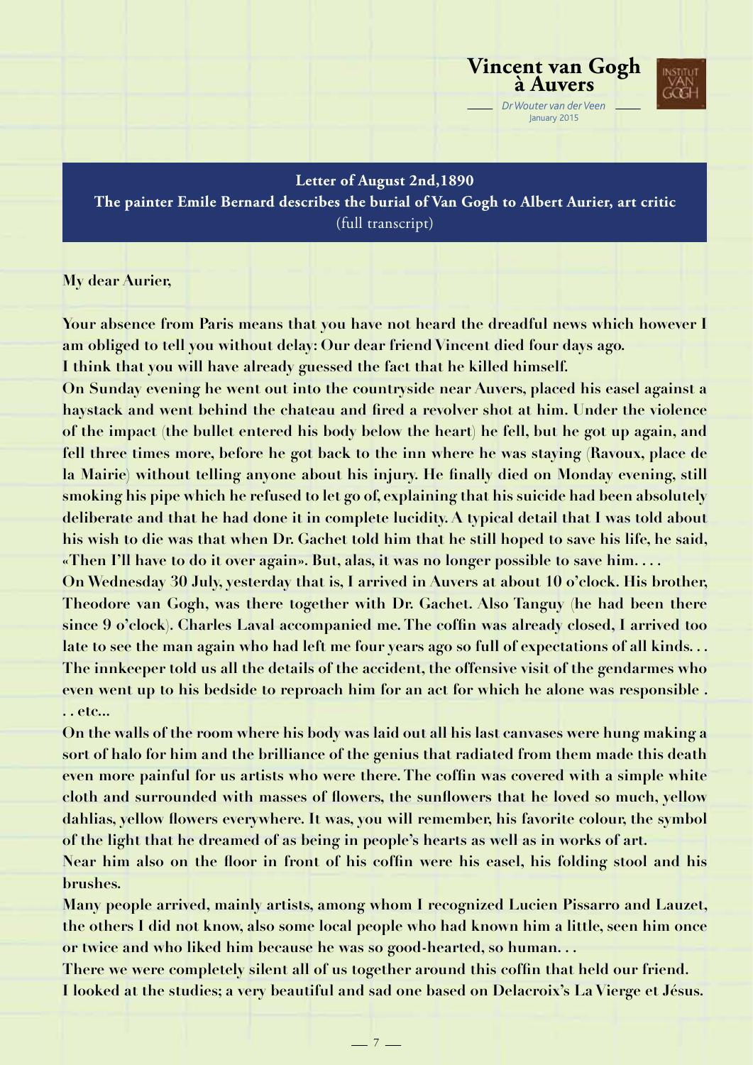**Letter of August 2nd,1890**
**The painter Emile Bernard describes the burial of Van Gogh to Albert Aurier, art critic**
(full transcript)

**My dear Aurier,**

**Your absence from Paris means that you have not heard the dreadful news which however I am obliged to tell you without delay: Our dear friend Vincent died four days ago.**
**I think that you will have already guessed the fact that he killed himself.**
**On Sunday evening he went out into the countryside near Auvers, placed his easel against a haystack and went behind the chateau and fired a revolver shot at him. Under the violence of the impact (the bullet entered his body below the heart) he fell, but he got up again, and fell three times more, before he got back to the inn where he was staying (Ravoux, place de la Mairie) without telling anyone about his injury. He finally died on Monday evening, still smoking his pipe which he refused to let go of, explaining that his suicide had been absolutely deliberate and that he had done it in complete lucidity. A typical detail that I was told about his wish to die was that when Dr. Gachet told him that he still hoped to save his life, he said, «Then I'll have to do it over again». But, alas, it was no longer possible to save him. . . .**
**On Wednesday 30 July, yesterday that is, I arrived in Auvers at about 10 o'clock. His brother, Theodore van Gogh, was there together with Dr. Gachet. Also Tanguy (he had been there since 9 o'clock). Charles Laval accompanied me. The coffin was already closed, I arrived too late to see the man again who had left me four years ago so full of expectations of all kinds. . . The innkeeper told us all the details of the accident, the offensive visit of the gendarmes who even went up to his bedside to reproach him for an act for which he alone was responsible . . . etc...**
**On the walls of the room where his body was laid out all his last canvases were hung making a sort of halo for him and the brilliance of the genius that radiated from them made this death even more painful for us artists who were there. The coffin was covered with a simple white cloth and surrounded with masses of flowers, the sunflowers that he loved so much, yellow dahlias, yellow flowers everywhere. It was, you will remember, his favorite colour, the symbol of the light that he dreamed of as being in people's hearts as well as in works of art.**
**Near him also on the floor in front of his coffin were his easel, his folding stool and his brushes.**
**Many people arrived, mainly artists, among whom I recognized Lucien Pissarro and Lauzet, the others I did not know, also some local people who had known him a little, seen him once or twice and who liked him because he was so good-hearted, so human. . .**
**There we were completely silent all of us together around this coffin that held our friend.**
**I looked at the studies; a very beautiful and sad one based on Delacroix's La Vierge et Jésus.**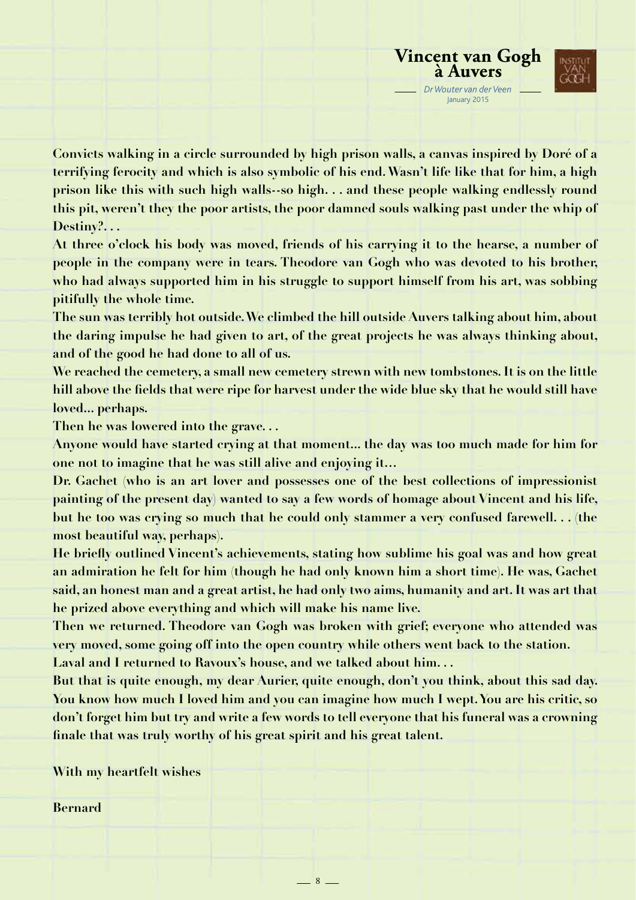**Convicts walking in a circle surrounded by high prison walls, a canvas inspired by Doré of a terrifying ferocity and which is also symbolic of his end. Wasn't life like that for him, a high prison like this with such high walls--so high. . . and these people walking endlessly round this pit, weren't they the poor artists, the poor damned souls walking past under the whip of Destiny?. . .**

**At three o'clock his body was moved, friends of his carrying it to the hearse, a number of people in the company were in tears. Theodore van Gogh who was devoted to his brother, who had always supported him in his struggle to support himself from his art, was sobbing pitifully the whole time.**

**The sun was terribly hot outside. We climbed the hill outside Auvers talking about him, about the daring impulse he had given to art, of the great projects he was always thinking about, and of the good he had done to all of us.**

**We reached the cemetery, a small new cemetery strewn with new tombstones. It is on the little hill above the fields that were ripe for harvest under the wide blue sky that he would still have loved... perhaps.**

**Then he was lowered into the grave. . .**

**Anyone would have started crying at that moment... the day was too much made for him for one not to imagine that he was still alive and enjoying it...**

**Dr. Gachet (who is an art lover and possesses one of the best collections of impressionist painting of the present day) wanted to say a few words of homage about Vincent and his life, but he too was crying so much that he could only stammer a very confused farewell. . . (the most beautiful way, perhaps).**

**He briefly outlined Vincent's achievements, stating how sublime his goal was and how great an admiration he felt for him (though he had only known him a short time). He was, Gachet said, an honest man and a great artist, he had only two aims, humanity and art. It was art that he prized above everything and which will make his name live.**

**Then we returned. Theodore van Gogh was broken with grief; everyone who attended was very moved, some going off into the open country while others went back to the station.**

**Laval and I returned to Ravoux's house, and we talked about him. . .**

**But that is quite enough, my dear Aurier, quite enough, don't you think, about this sad day. You know how much I loved him and you can imagine how much I wept. You are his critic, so don't forget him but try and write a few words to tell everyone that his funeral was a crowning finale that was truly worthy of his great spirit and his great talent.**

**With my heartfelt wishes**

**Bernard**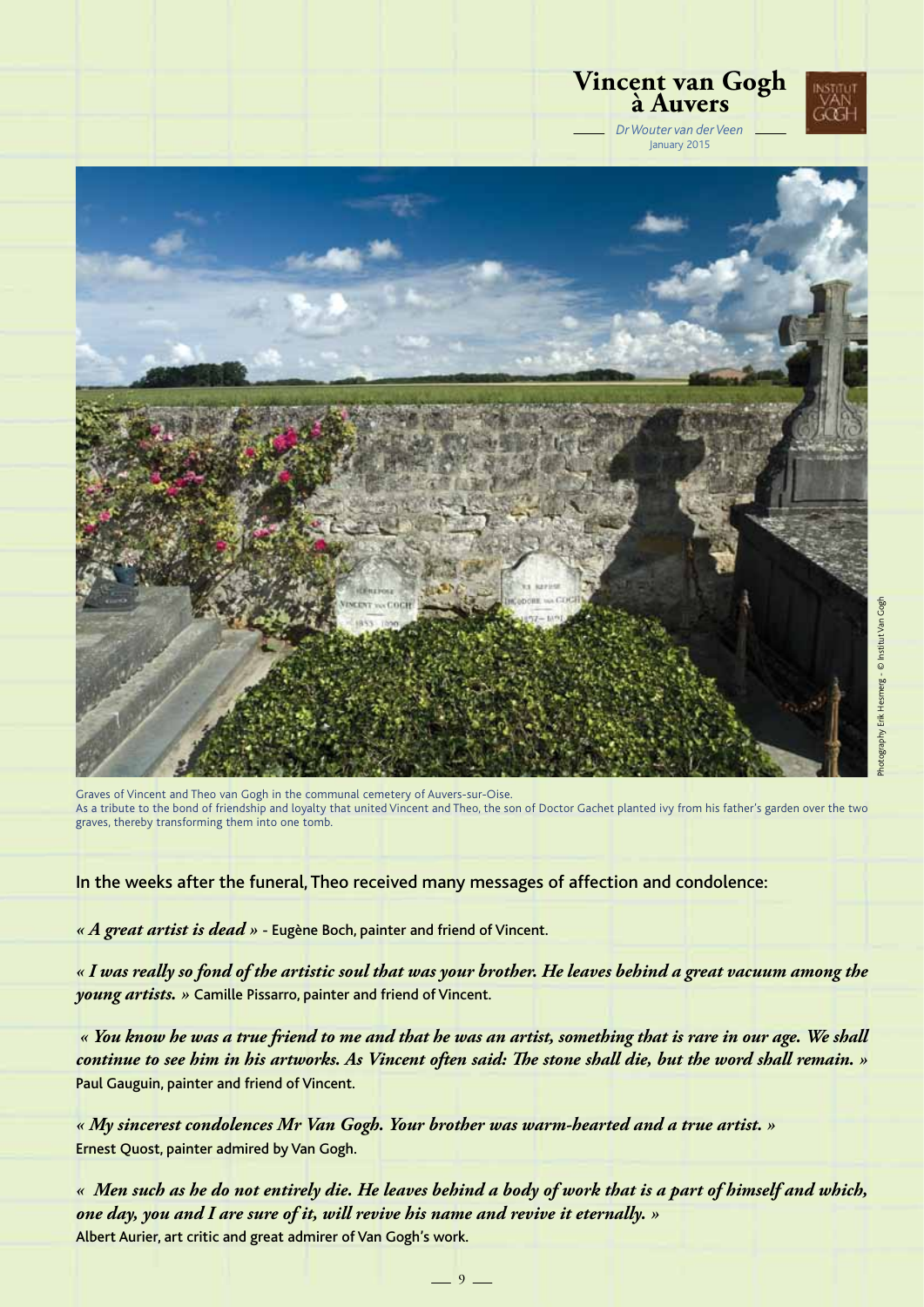Graves of Vincent and Theo van Gogh in the communal cemetery of Auvers-sur-Oise.
As a tribute to the bond of friendship and loyalty that united Vincent and Theo, the son of Doctor Gachet planted ivy from his father's garden over the two graves, thereby transforming them into one tomb.

Photography Erik Hesmerg - © Institut Van Gogh

In the weeks after the funeral, Theo received many messages of affection and condolence:

***« A great artist is dead »*** - Eugène Boch, painter and friend of Vincent.

***« I was really so fond of the artistic soul that was your brother. He leaves behind a great vacuum among the young artists. »*** Camille Pissarro, painter and friend of Vincent.

***« You know he was a true friend to me and that he was an artist, something that is rare in our age. We shall continue to see him in his artworks. As Vincent often said: The stone shall die, but the word shall remain. »*** Paul Gauguin, painter and friend of Vincent.

***« My sincerest condolences Mr Van Gogh. Your brother was warm-hearted and a true artist. »*** Ernest Quost, painter admired by Van Gogh.

***« Men such as he do not entirely die. He leaves behind a body of work that is a part of himself and which, one day, you and I are sure of it, will revive his name and revive it eternally. »*** Albert Aurier, art critic and great admirer of Van Gogh's work.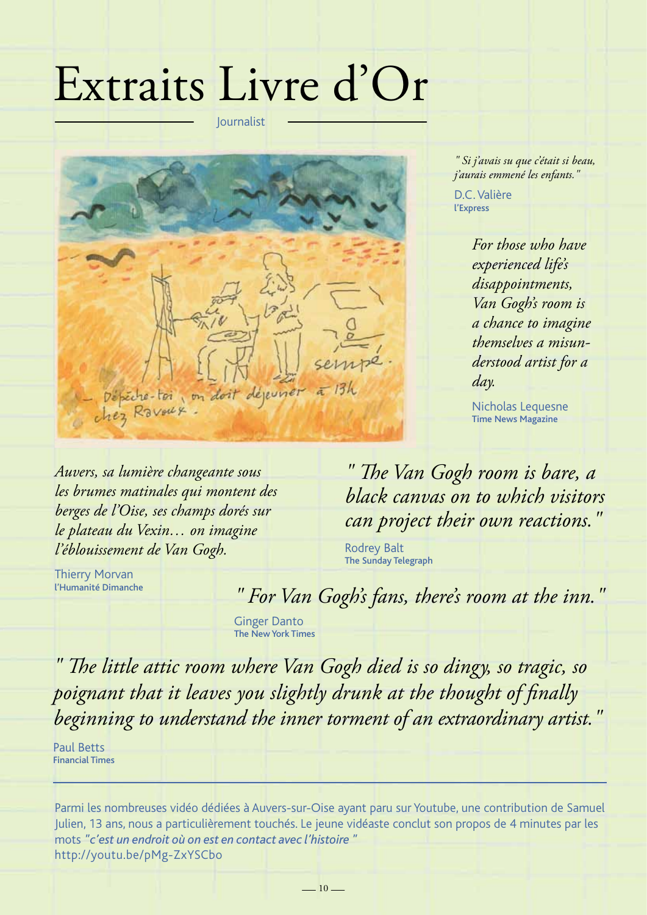# Extraits Livre d'Or

Journalist

*" Si j'avais su que c'était si beau, j'aurais emmené les enfants. "*

D.C. Valière
**l'Express**

*For those who have experienced life's disappointments, Van Gogh's room is a chance to imagine themselves a misunderstood artist for a day.*

Nicholas Lequesne
**Time News Magazine**

*Auvers, sa lumière changeante sous les brumes matinales qui montent des berges de l'Oise, ses champs dorés sur le plateau du Vexin… on imagine l'éblouissement de Van Gogh.*

Thierry Morvan
**l'Humanité Dimanche**

*" The Van Gogh room is bare, a black canvas on to which visitors can project their own reactions. "*

Rodrey Balt
**The Sunday Telegraph**

*" For Van Gogh's fans, there's room at the inn. "*

Ginger Danto
**The New York Times**

*" The little attic room where Van Gogh died is so dingy, so tragic, so poignant that it leaves you slightly drunk at the thought of finally beginning to understand the inner torment of an extraordinary artist. "*

Paul Betts
**Financial Times**

---

Parmi les nombreuses vidéo dédiées à Auvers-sur-Oise ayant paru sur Youtube, une contribution de Samuel Julien, 13 ans, nous a particulièrement touchés. Le jeune vidéaste conclut son propos de 4 minutes par les mots *"c'est un endroit où on est en contact avec l'histoire "*
http://youtu.be/pMg-ZxYSCbo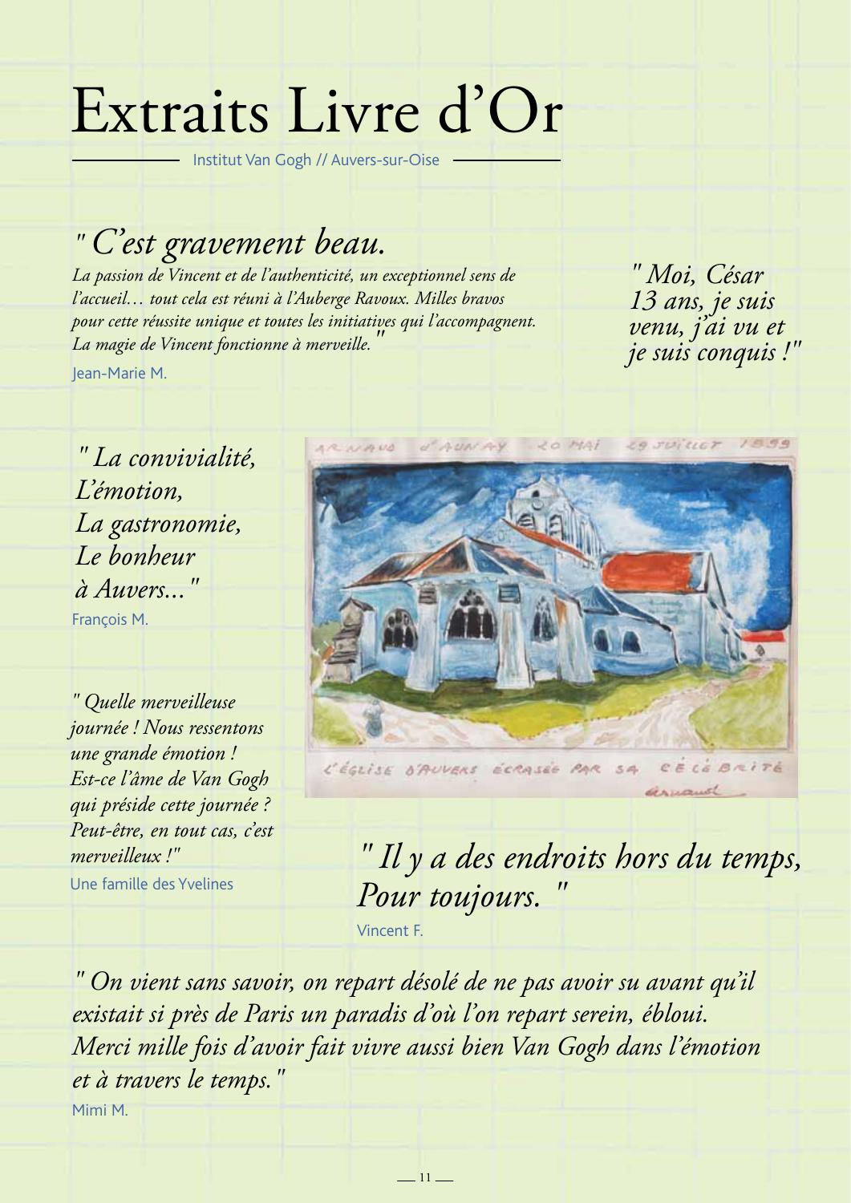# Extraits Livre d'Or

Institut Van Gogh // Auvers-sur-Oise

*" C'est gravement beau.*
*La passion de Vincent et de l'authenticité, un exceptionnel sens de l'accueil… tout cela est réuni à l'Auberge Ravoux. Milles bravos pour cette réussite unique et toutes les initiatives qui l'accompagnent. La magie de Vincent fonctionne à merveille."*

Jean-Marie M.

*" Moi, César 13 ans, je suis venu, j'ai vu et je suis conquis !"*

*" La convivialité,*
*L'émotion,*
*La gastronomie,*
*Le bonheur*
*à Auvers..."*

François M.

*" Quelle merveilleuse journée ! Nous ressentons une grande émotion ! Est-ce l'âme de Van Gogh qui préside cette journée ? Peut-être, en tout cas, c'est merveilleux !"*

Une famille des Yvelines

ARNAUD d'AUNAY 20 MAI 29 JUILLET 1899

L'ÉGLISE D'AUVERS ÉCRASÉE PAR SA CÉLÉBRITÉ

*" Il y a des endroits hors du temps,*
*Pour toujours. "*

Vincent F.

*" On vient sans savoir, on repart désolé de ne pas avoir su avant qu'il existait si près de Paris un paradis d'où l'on repart serein, ébloui. Merci mille fois d'avoir fait vivre aussi bien Van Gogh dans l'émotion et à travers le temps."*

Mimi M.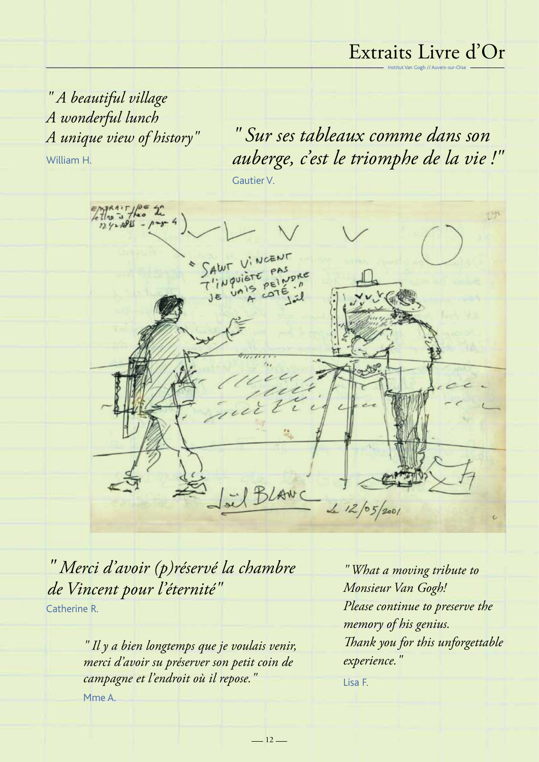# Extraits Livre d'Or

*" A beautiful village*
*A wonderful lunch*
*A unique view of history"*

William H.

*" Sur ses tableaux comme dans son auberge, c'est le triomphe de la vie !"*

Gautier V.

*" Merci d'avoir (p)réservé la chambre de Vincent pour l'éternité"*

Catherine R.

*" Il y a bien longtemps que je voulais venir, merci d'avoir su préserver son petit coin de campagne et l'endroit où il repose."*

Mme A.

*" What a moving tribute to Monsieur Van Gogh!*
*Please continue to preserve the memory of his genius.*
*Thank you for this unforgettable experience."*

Lisa F.